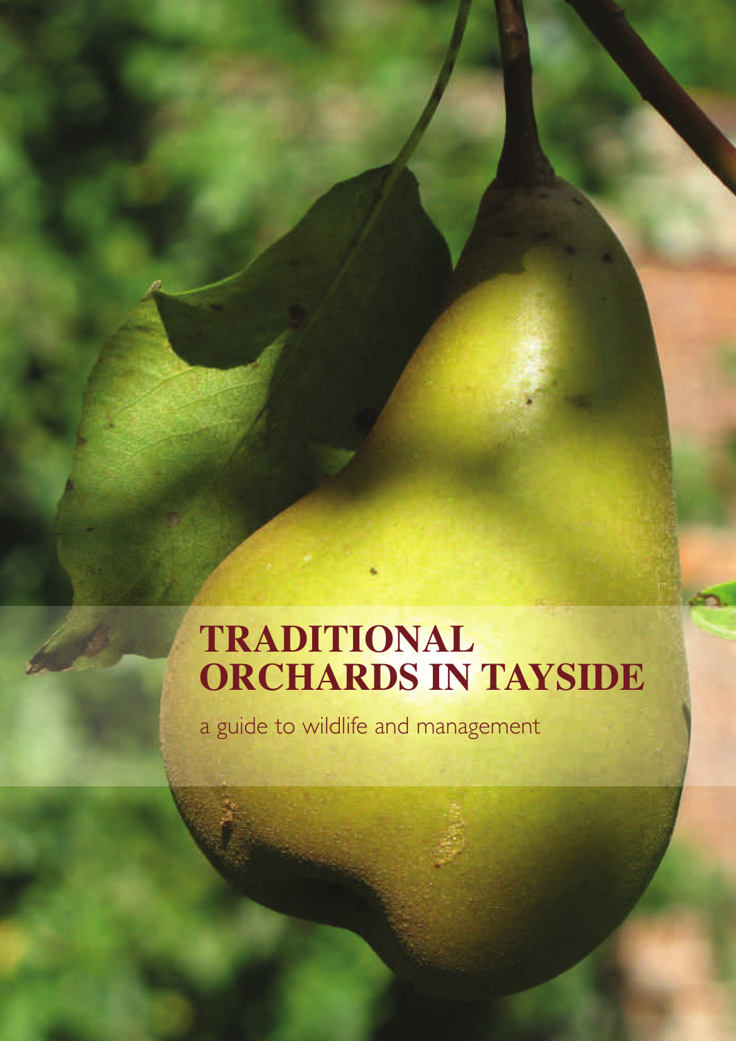# TRADITIONAL ORCHARDS IN TAYSIDE

a guide to wildlife and management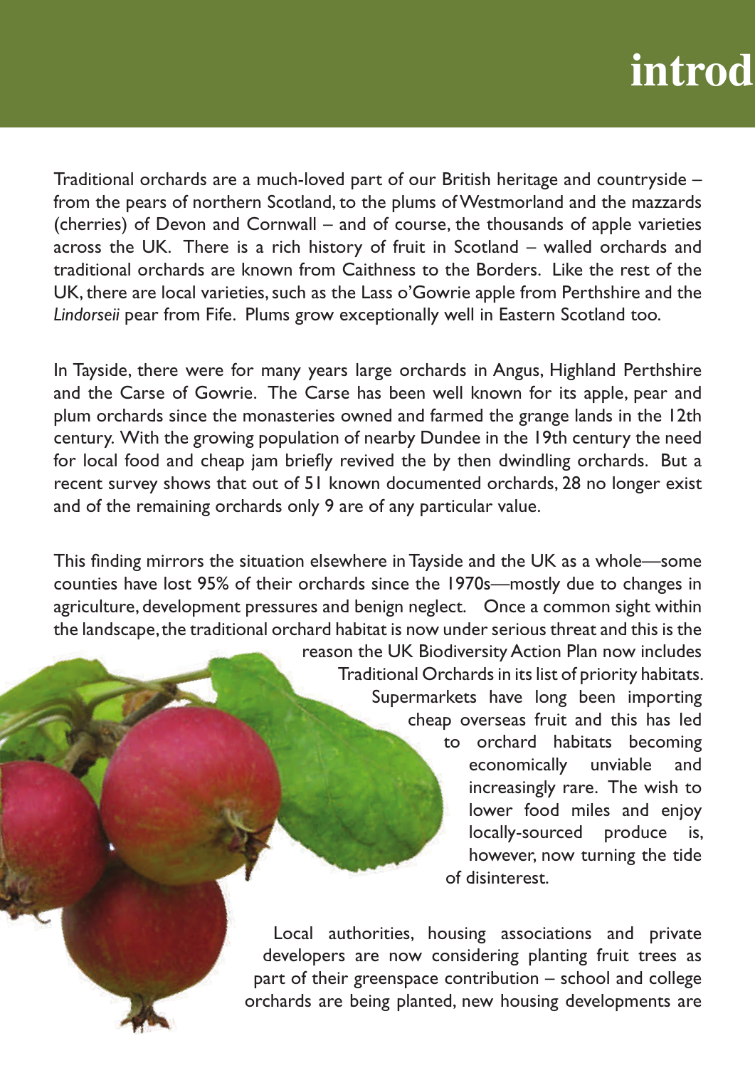# introd

Traditional orchards are a much-loved part of our British heritage and countryside – from the pears of northern Scotland, to the plums of Westmorland and the mazzards (cherries) of Devon and Cornwall – and of course, the thousands of apple varieties across the UK. There is a rich history of fruit in Scotland – walled orchards and traditional orchards are known from Caithness to the Borders. Like the rest of the UK, there are local varieties, such as the Lass o'Gowrie apple from Perthshire and the *Lindorseii* pear from Fife. Plums grow exceptionally well in Eastern Scotland too.

In Tayside, there were for many years large orchards in Angus, Highland Perthshire and the Carse of Gowrie. The Carse has been well known for its apple, pear and plum orchards since the monasteries owned and farmed the grange lands in the 12th century. With the growing population of nearby Dundee in the 19th century the need for local food and cheap jam briefly revived the by then dwindling orchards. But a recent survey shows that out of 51 known documented orchards, 28 no longer exist and of the remaining orchards only 9 are of any particular value.

This finding mirrors the situation elsewhere in Tayside and the UK as a whole—some counties have lost 95% of their orchards since the 1970s—mostly due to changes in agriculture, development pressures and benign neglect. Once a common sight within the landscape, the traditional orchard habitat is now under serious threat and this is the reason the UK Biodiversity Action Plan now includes Traditional Orchards in its list of priority habitats. Supermarkets have long been importing cheap overseas fruit and this has led to orchard habitats becoming economically unviable and increasingly rare. The wish to lower food miles and enjoy locally-sourced produce is, however, now turning the tide of disinterest.

Local authorities, housing associations and private developers are now considering planting fruit trees as part of their greenspace contribution – school and college orchards are being planted, new housing developments are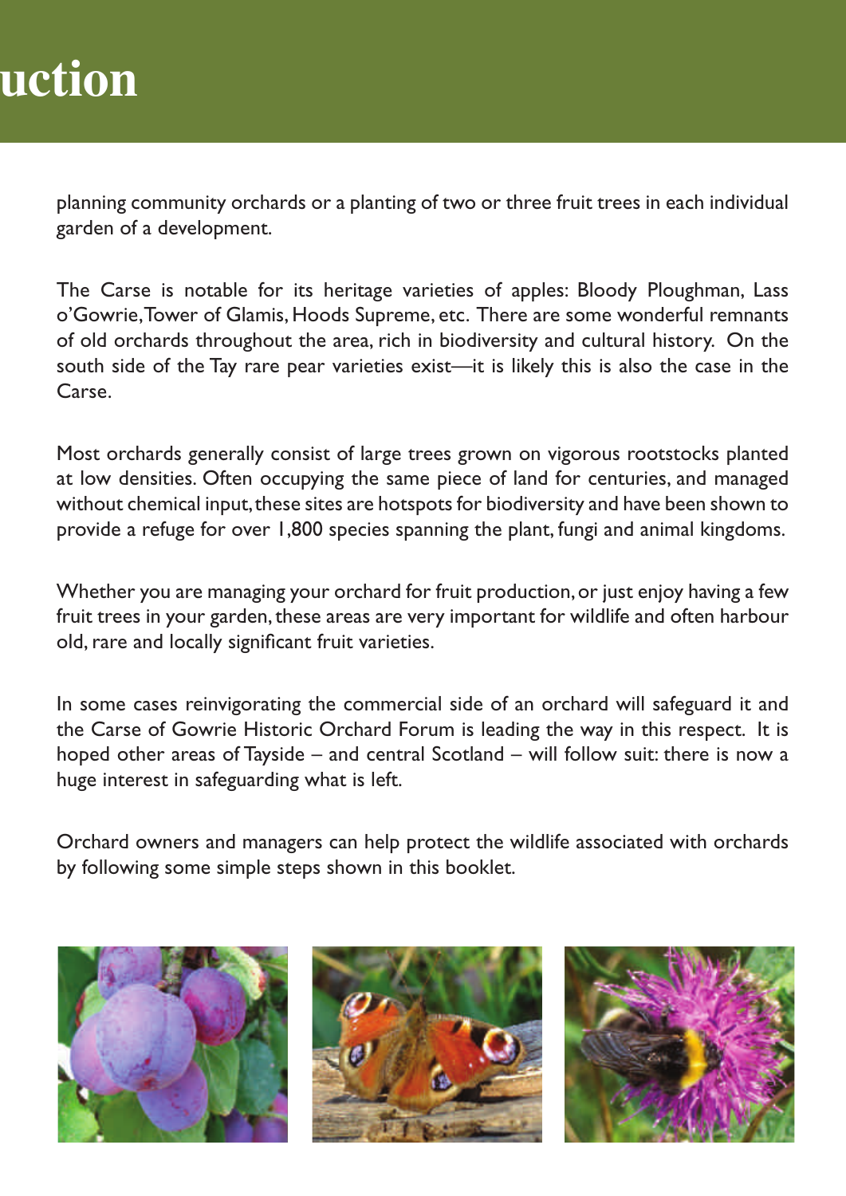# uction

planning community orchards or a planting of two or three fruit trees in each individual garden of a development.

The Carse is notable for its heritage varieties of apples: Bloody Ploughman, Lass o'Gowrie, Tower of Glamis, Hoods Supreme, etc. There are some wonderful remnants of old orchards throughout the area, rich in biodiversity and cultural history. On the south side of the Tay rare pear varieties exist—it is likely this is also the case in the Carse.

Most orchards generally consist of large trees grown on vigorous rootstocks planted at low densities. Often occupying the same piece of land for centuries, and managed without chemical input, these sites are hotspots for biodiversity and have been shown to provide a refuge for over 1,800 species spanning the plant, fungi and animal kingdoms.

Whether you are managing your orchard for fruit production, or just enjoy having a few fruit trees in your garden, these areas are very important for wildlife and often harbour old, rare and locally significant fruit varieties.

In some cases reinvigorating the commercial side of an orchard will safeguard it and the Carse of Gowrie Historic Orchard Forum is leading the way in this respect. It is hoped other areas of Tayside – and central Scotland – will follow suit: there is now a huge interest in safeguarding what is left.

Orchard owners and managers can help protect the wildlife associated with orchards by following some simple steps shown in this booklet.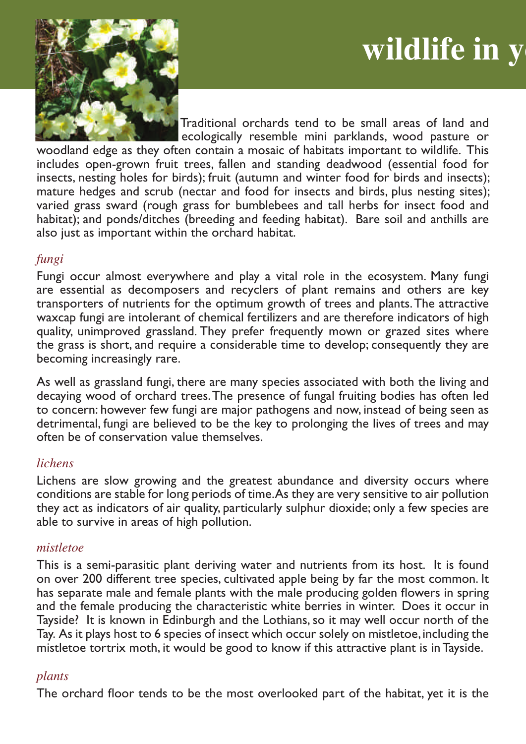# wildlife in y

Traditional orchards tend to be small areas of land and ecologically resemble mini parklands, wood pasture or woodland edge as they often contain a mosaic of habitats important to wildlife. This includes open-grown fruit trees, fallen and standing deadwood (essential food for insects, nesting holes for birds); fruit (autumn and winter food for birds and insects); mature hedges and scrub (nectar and food for insects and birds, plus nesting sites); varied grass sward (rough grass for bumblebees and tall herbs for insect food and habitat); and ponds/ditches (breeding and feeding habitat). Bare soil and anthills are also just as important within the orchard habitat.

### *fungi*

Fungi occur almost everywhere and play a vital role in the ecosystem. Many fungi are essential as decomposers and recyclers of plant remains and others are key transporters of nutrients for the optimum growth of trees and plants. The attractive waxcap fungi are intolerant of chemical fertilizers and are therefore indicators of high quality, unimproved grassland. They prefer frequently mown or grazed sites where the grass is short, and require a considerable time to develop; consequently they are becoming increasingly rare.

As well as grassland fungi, there are many species associated with both the living and decaying wood of orchard trees. The presence of fungal fruiting bodies has often led to concern: however few fungi are major pathogens and now, instead of being seen as detrimental, fungi are believed to be the key to prolonging the lives of trees and may often be of conservation value themselves.

### *lichens*

Lichens are slow growing and the greatest abundance and diversity occurs where conditions are stable for long periods of time. As they are very sensitive to air pollution they act as indicators of air quality, particularly sulphur dioxide; only a few species are able to survive in areas of high pollution.

### *mistletoe*

This is a semi-parasitic plant deriving water and nutrients from its host. It is found on over 200 different tree species, cultivated apple being by far the most common. It has separate male and female plants with the male producing golden flowers in spring and the female producing the characteristic white berries in winter. Does it occur in Tayside? It is known in Edinburgh and the Lothians, so it may well occur north of the Tay. As it plays host to 6 species of insect which occur solely on mistletoe, including the mistletoe tortrix moth, it would be good to know if this attractive plant is in Tayside.

### *plants*

The orchard floor tends to be the most overlooked part of the habitat, yet it is the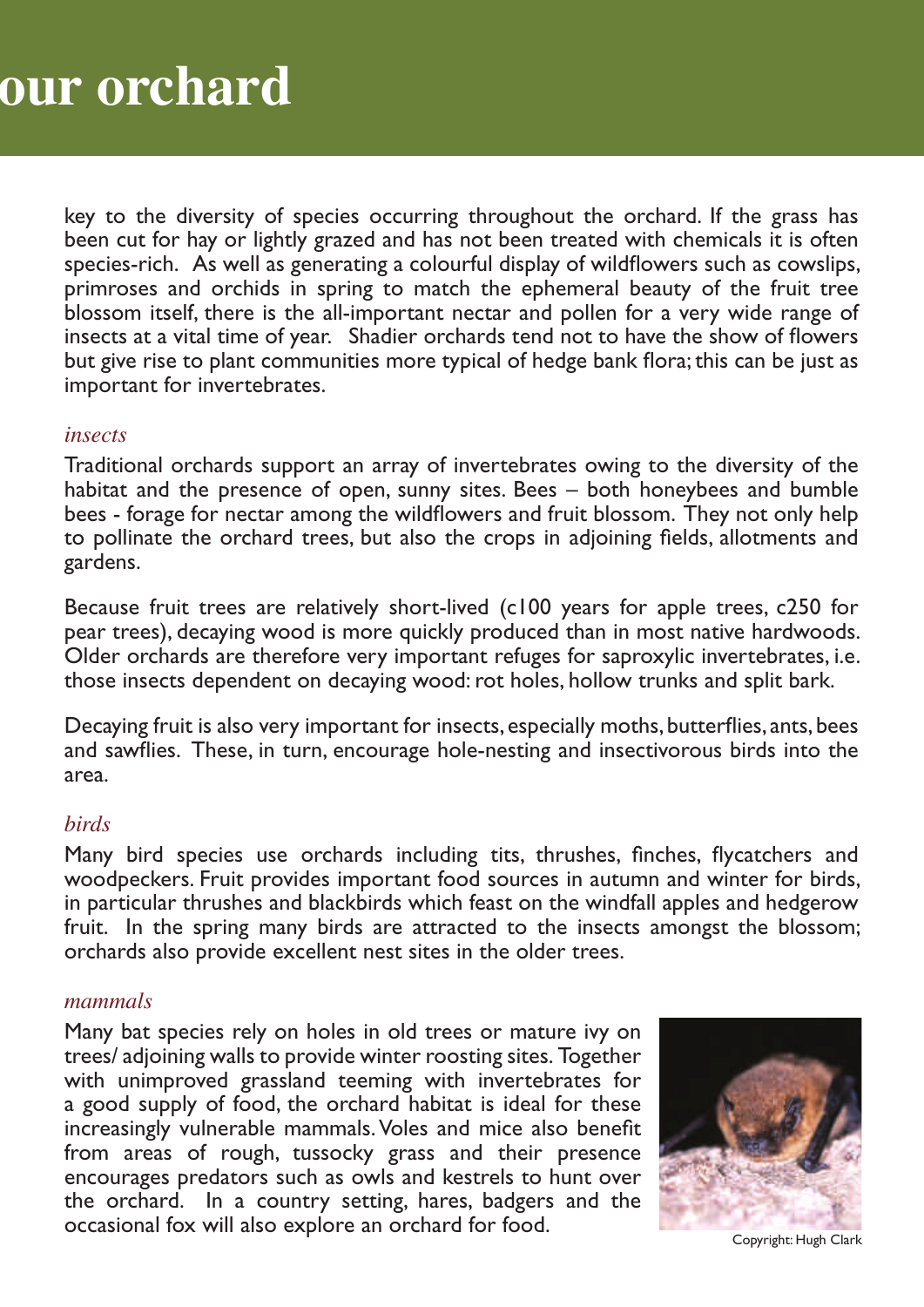# our orchard

key to the diversity of species occurring throughout the orchard. If the grass has been cut for hay or lightly grazed and has not been treated with chemicals it is often species-rich. As well as generating a colourful display of wildflowers such as cowslips, primroses and orchids in spring to match the ephemeral beauty of the fruit tree blossom itself, there is the all-important nectar and pollen for a very wide range of insects at a vital time of year. Shadier orchards tend not to have the show of flowers but give rise to plant communities more typical of hedge bank flora; this can be just as important for invertebrates.

## *insects*

Traditional orchards support an array of invertebrates owing to the diversity of the habitat and the presence of open, sunny sites. Bees – both honeybees and bumble bees - forage for nectar among the wildflowers and fruit blossom. They not only help to pollinate the orchard trees, but also the crops in adjoining fields, allotments and gardens.

Because fruit trees are relatively short-lived (c100 years for apple trees, c250 for pear trees), decaying wood is more quickly produced than in most native hardwoods. Older orchards are therefore very important refuges for saproxylic invertebrates, i.e. those insects dependent on decaying wood: rot holes, hollow trunks and split bark.

Decaying fruit is also very important for insects, especially moths, butterflies, ants, bees and sawflies. These, in turn, encourage hole-nesting and insectivorous birds into the area.

## *birds*

Many bird species use orchards including tits, thrushes, finches, flycatchers and woodpeckers. Fruit provides important food sources in autumn and winter for birds, in particular thrushes and blackbirds which feast on the windfall apples and hedgerow fruit. In the spring many birds are attracted to the insects amongst the blossom; orchards also provide excellent nest sites in the older trees.

## *mammals*

Many bat species rely on holes in old trees or mature ivy on trees/ adjoining walls to provide winter roosting sites. Together with unimproved grassland teeming with invertebrates for a good supply of food, the orchard habitat is ideal for these increasingly vulnerable mammals. Voles and mice also benefit from areas of rough, tussocky grass and their presence encourages predators such as owls and kestrels to hunt over the orchard. In a country setting, hares, badgers and the occasional fox will also explore an orchard for food.

Copyright: Hugh Clark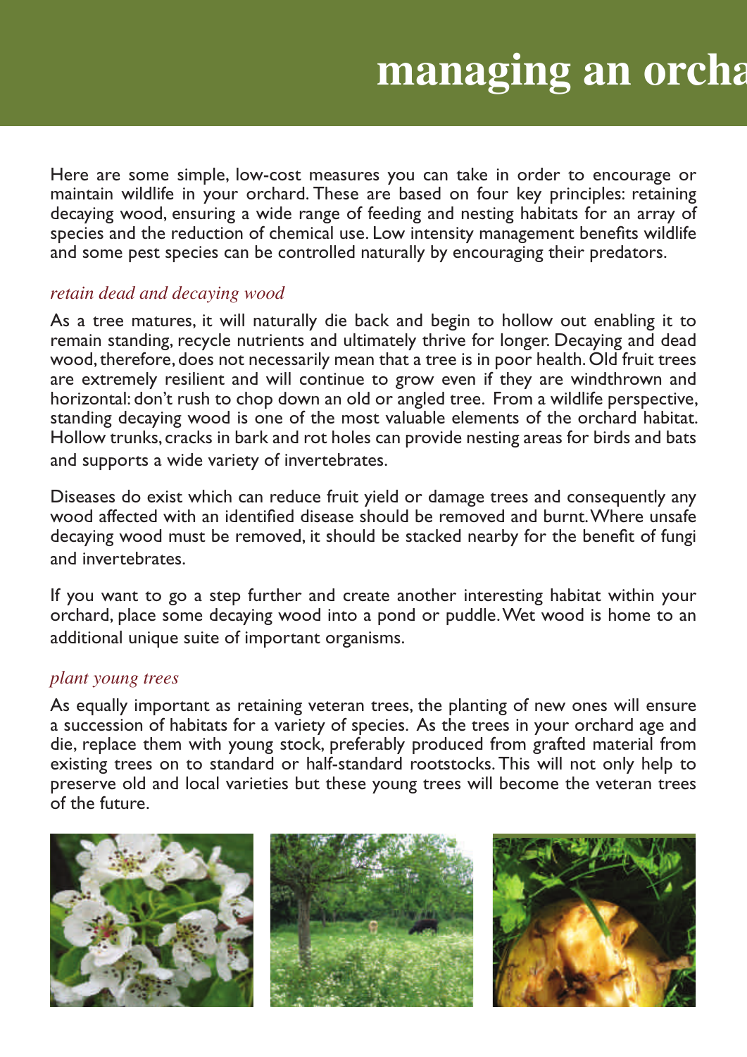# managing an orcha

Here are some simple, low-cost measures you can take in order to encourage or maintain wildlife in your orchard. These are based on four key principles: retaining decaying wood, ensuring a wide range of feeding and nesting habitats for an array of species and the reduction of chemical use. Low intensity management benefits wildlife and some pest species can be controlled naturally by encouraging their predators.

## *retain dead and decaying wood*

As a tree matures, it will naturally die back and begin to hollow out enabling it to remain standing, recycle nutrients and ultimately thrive for longer. Decaying and dead wood, therefore, does not necessarily mean that a tree is in poor health. Old fruit trees are extremely resilient and will continue to grow even if they are windthrown and horizontal: don't rush to chop down an old or angled tree. From a wildlife perspective, standing decaying wood is one of the most valuable elements of the orchard habitat. Hollow trunks, cracks in bark and rot holes can provide nesting areas for birds and bats and supports a wide variety of invertebrates.

Diseases do exist which can reduce fruit yield or damage trees and consequently any wood affected with an identified disease should be removed and burnt. Where unsafe decaying wood must be removed, it should be stacked nearby for the benefit of fungi and invertebrates.

If you want to go a step further and create another interesting habitat within your orchard, place some decaying wood into a pond or puddle. Wet wood is home to an additional unique suite of important organisms.

## *plant young trees*

As equally important as retaining veteran trees, the planting of new ones will ensure a succession of habitats for a variety of species. As the trees in your orchard age and die, replace them with young stock, preferably produced from grafted material from existing trees on to standard or half-standard rootstocks. This will not only help to preserve old and local varieties but these young trees will become the veteran trees of the future.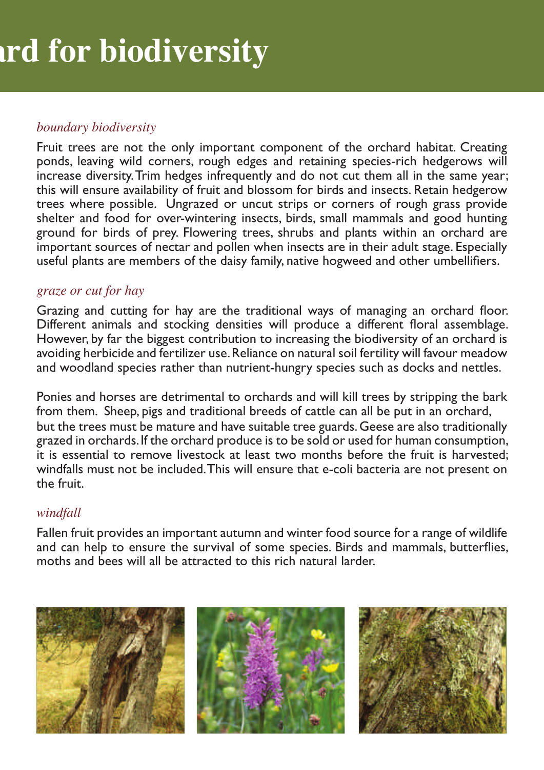# rd for biodiversity

### *boundary biodiversity*

Fruit trees are not the only important component of the orchard habitat. Creating ponds, leaving wild corners, rough edges and retaining species-rich hedgerows will increase diversity. Trim hedges infrequently and do not cut them all in the same year; this will ensure availability of fruit and blossom for birds and insects. Retain hedgerow trees where possible. Ungrazed or uncut strips or corners of rough grass provide shelter and food for over-wintering insects, birds, small mammals and good hunting ground for birds of prey. Flowering trees, shrubs and plants within an orchard are important sources of nectar and pollen when insects are in their adult stage. Especially useful plants are members of the daisy family, native hogweed and other umbellifiers.

### *graze or cut for hay*

Grazing and cutting for hay are the traditional ways of managing an orchard floor. Different animals and stocking densities will produce a different floral assemblage. However, by far the biggest contribution to increasing the biodiversity of an orchard is avoiding herbicide and fertilizer use. Reliance on natural soil fertility will favour meadow and woodland species rather than nutrient-hungry species such as docks and nettles.

Ponies and horses are detrimental to orchards and will kill trees by stripping the bark from them. Sheep, pigs and traditional breeds of cattle can all be put in an orchard, but the trees must be mature and have suitable tree guards. Geese are also traditionally grazed in orchards. If the orchard produce is to be sold or used for human consumption, it is essential to remove livestock at least two months before the fruit is harvested; windfalls must not be included. This will ensure that e-coli bacteria are not present on the fruit.

### *windfall*

Fallen fruit provides an important autumn and winter food source for a range of wildlife and can help to ensure the survival of some species. Birds and mammals, butterflies, moths and bees will all be attracted to this rich natural larder.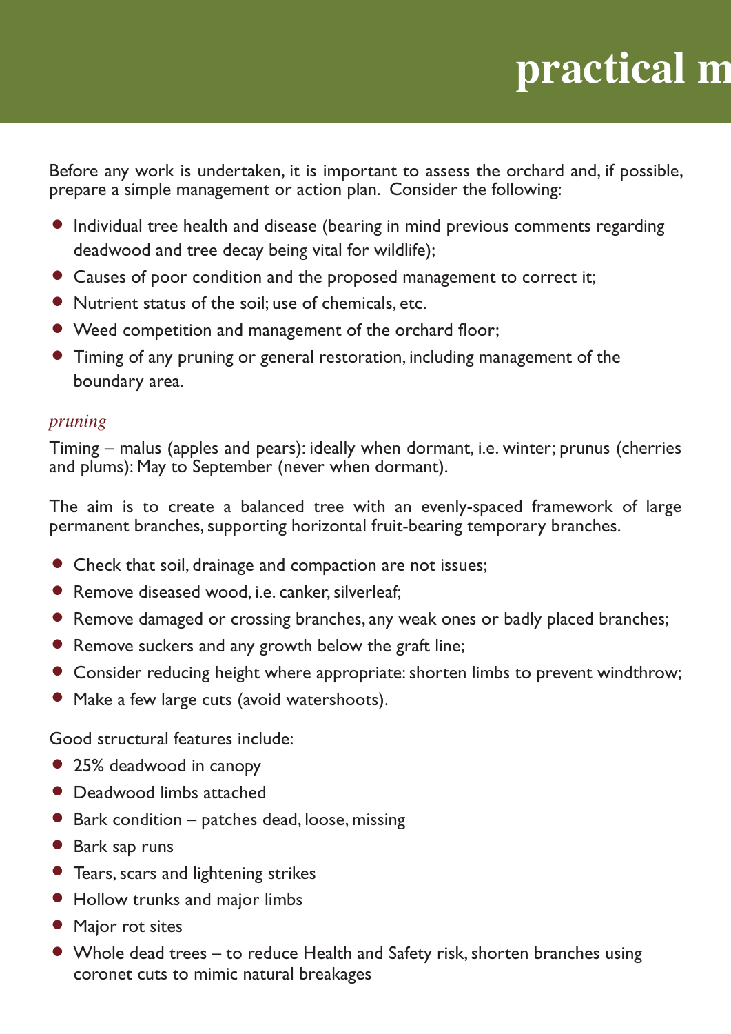# practical m

Before any work is undertaken, it is important to assess the orchard and, if possible, prepare a simple management or action plan. Consider the following:

- Individual tree health and disease (bearing in mind previous comments regarding deadwood and tree decay being vital for wildlife);
- Causes of poor condition and the proposed management to correct it;
- Nutrient status of the soil; use of chemicals, etc.
- Weed competition and management of the orchard floor;
- Timing of any pruning or general restoration, including management of the boundary area.

### *pruning*

Timing – malus (apples and pears): ideally when dormant, i.e. winter; prunus (cherries and plums): May to September (never when dormant).

The aim is to create a balanced tree with an evenly-spaced framework of large permanent branches, supporting horizontal fruit-bearing temporary branches.

- Check that soil, drainage and compaction are not issues;
- Remove diseased wood, i.e. canker, silverleaf;
- Remove damaged or crossing branches, any weak ones or badly placed branches;
- Remove suckers and any growth below the graft line;
- Consider reducing height where appropriate: shorten limbs to prevent windthrow;
- Make a few large cuts (avoid watershoots).

Good structural features include:

- 25% deadwood in canopy
- Deadwood limbs attached
- Bark condition – patches dead, loose, missing
- Bark sap runs
- Tears, scars and lightening strikes
- Hollow trunks and major limbs
- Major rot sites
- Whole dead trees – to reduce Health and Safety risk, shorten branches using coronet cuts to mimic natural breakages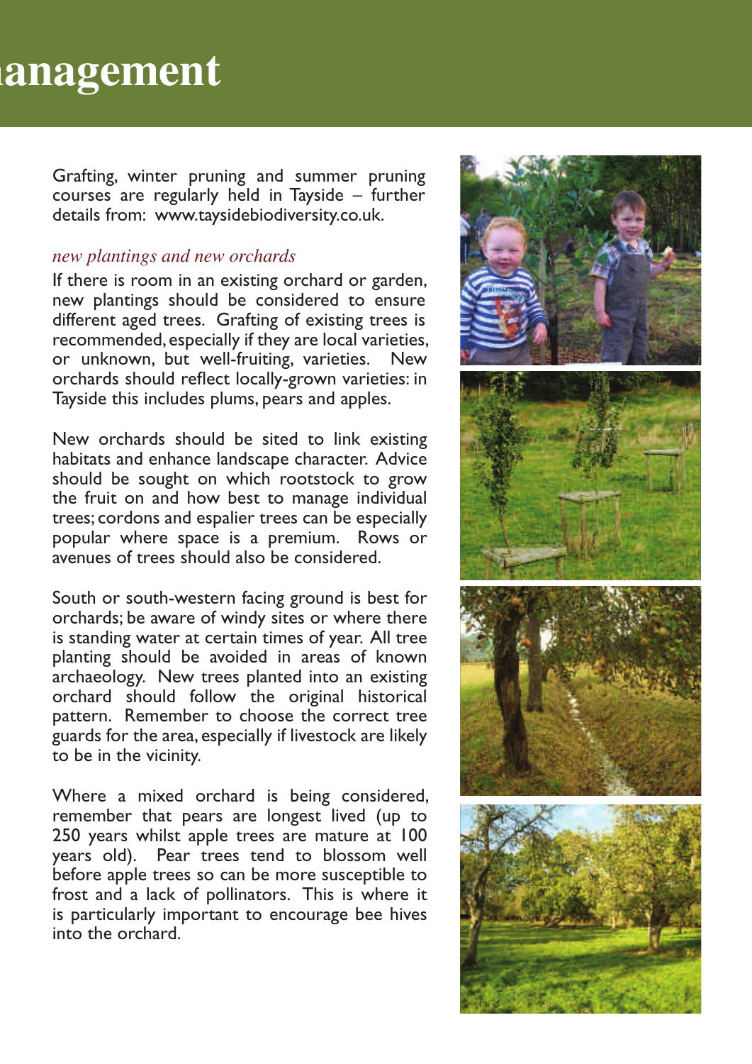# anagement

Grafting, winter pruning and summer pruning courses are regularly held in Tayside – further details from: www.taysidebiodiversity.co.uk.

*new plantings and new orchards*

If there is room in an existing orchard or garden, new plantings should be considered to ensure different aged trees. Grafting of existing trees is recommended, especially if they are local varieties, or unknown, but well-fruiting, varieties. New orchards should reflect locally-grown varieties: in Tayside this includes plums, pears and apples.

New orchards should be sited to link existing habitats and enhance landscape character. Advice should be sought on which rootstock to grow the fruit on and how best to manage individual trees; cordons and espalier trees can be especially popular where space is a premium. Rows or avenues of trees should also be considered.

South or south-western facing ground is best for orchards; be aware of windy sites or where there is standing water at certain times of year. All tree planting should be avoided in areas of known archaeology. New trees planted into an existing orchard should follow the original historical pattern. Remember to choose the correct tree guards for the area, especially if livestock are likely to be in the vicinity.

Where a mixed orchard is being considered, remember that pears are longest lived (up to 250 years whilst apple trees are mature at 100 years old). Pear trees tend to blossom well before apple trees so can be more susceptible to frost and a lack of pollinators. This is where it is particularly important to encourage bee hives into the orchard.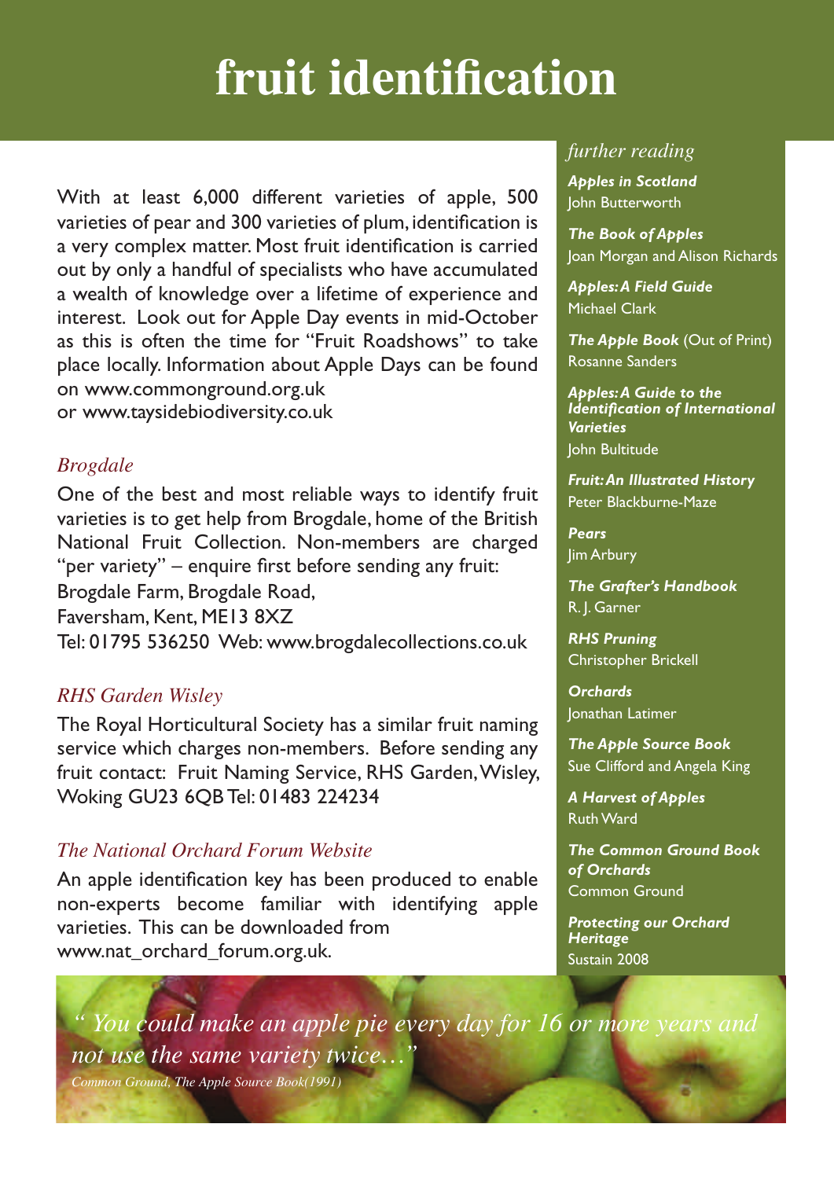# fruit identification

With at least 6,000 different varieties of apple, 500 varieties of pear and 300 varieties of plum, identification is a very complex matter. Most fruit identification is carried out by only a handful of specialists who have accumulated a wealth of knowledge over a lifetime of experience and interest. Look out for Apple Day events in mid-October as this is often the time for "Fruit Roadshows" to take place locally. Information about Apple Days can be found on www.commonground.org.uk
or www.taysidebiodiversity.co.uk

## *Brogdale*

One of the best and most reliable ways to identify fruit varieties is to get help from Brogdale, home of the British National Fruit Collection. Non-members are charged "per variety" – enquire first before sending any fruit:
Brogdale Farm, Brogdale Road,
Faversham, Kent, ME13 8XZ
Tel: 01795 536250 Web: www.brogdalecollections.co.uk

## *RHS Garden Wisley*

The Royal Horticultural Society has a similar fruit naming service which charges non-members. Before sending any fruit contact: Fruit Naming Service, RHS Garden, Wisley, Woking GU23 6QB Tel: 01483 224234

## *The National Orchard Forum Website*

An apple identification key has been produced to enable non-experts become familiar with identifying apple varieties. This can be downloaded from www.nat_orchard_forum.org.uk.

## *further reading*

***Apples in Scotland***
John Butterworth

***The Book of Apples***
Joan Morgan and Alison Richards

***Apples: A Field Guide***
Michael Clark

***The Apple Book*** (Out of Print)
Rosanne Sanders

***Apples: A Guide to the Identification of International Varieties***
John Bultitude

***Fruit: An Illustrated History***
Peter Blackburne-Maze

***Pears***
Jim Arbury

***The Grafter's Handbook***
R. J. Garner

***RHS Pruning***
Christopher Brickell

***Orchards***
Jonathan Latimer

***The Apple Source Book***
Sue Clifford and Angela King

***A Harvest of Apples***
Ruth Ward

***The Common Ground Book of Orchards***
Common Ground

***Protecting our Orchard Heritage***
Sustain 2008

*" You could make an apple pie every day for 16 or more years and not use the same variety twice…"*
*Common Ground, The Apple Source Book(1991)*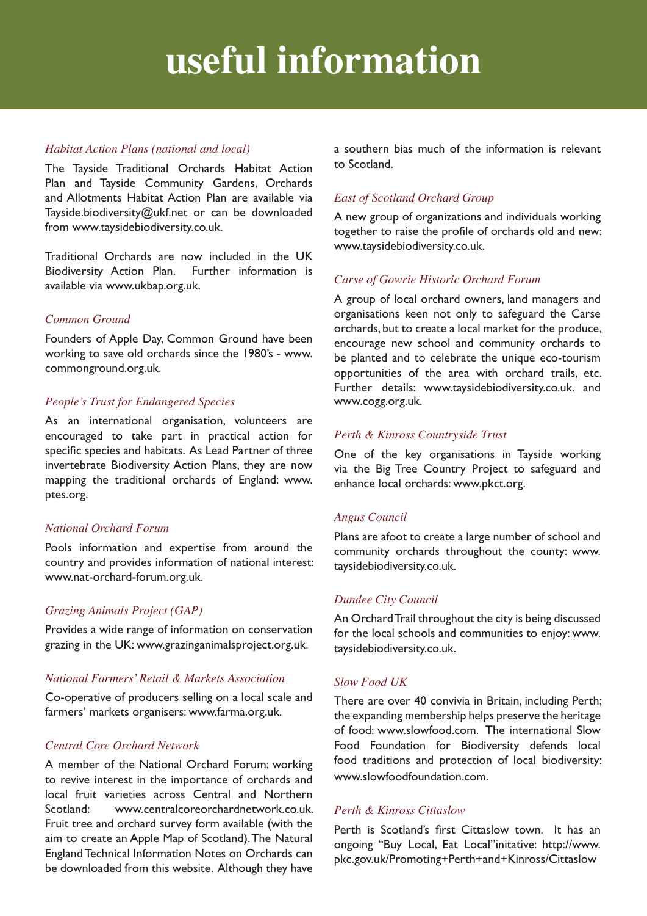# useful information

*Habitat Action Plans (national and local)*

The Tayside Traditional Orchards Habitat Action Plan and Tayside Community Gardens, Orchards and Allotments Habitat Action Plan are available via Tayside.biodiversity@ukf.net or can be downloaded from www.taysidebiodiversity.co.uk.

Traditional Orchards are now included in the UK Biodiversity Action Plan. Further information is available via www.ukbap.org.uk.

*Common Ground*

Founders of Apple Day, Common Ground have been working to save old orchards since the 1980's - www.commonground.org.uk.

*People's Trust for Endangered Species*

As an international organisation, volunteers are encouraged to take part in practical action for specific species and habitats. As Lead Partner of three invertebrate Biodiversity Action Plans, they are now mapping the traditional orchards of England: www.ptes.org.

*National Orchard Forum*

Pools information and expertise from around the country and provides information of national interest: www.nat-orchard-forum.org.uk.

*Grazing Animals Project (GAP)*

Provides a wide range of information on conservation grazing in the UK: www.grazinganimalsproject.org.uk.

*National Farmers' Retail & Markets Association*

Co-operative of producers selling on a local scale and farmers' markets organisers: www.farma.org.uk.

*Central Core Orchard Network*

A member of the National Orchard Forum; working to revive interest in the importance of orchards and local fruit varieties across Central and Northern Scotland: www.centralcoreorchardnetwork.co.uk. Fruit tree and orchard survey form available (with the aim to create an Apple Map of Scotland). The Natural England Technical Information Notes on Orchards can be downloaded from this website. Although they have a southern bias much of the information is relevant to Scotland.

*East of Scotland Orchard Group*

A new group of organizations and individuals working together to raise the profile of orchards old and new: www.taysidebiodiversity.co.uk.

*Carse of Gowrie Historic Orchard Forum*

A group of local orchard owners, land managers and organisations keen not only to safeguard the Carse orchards, but to create a local market for the produce, encourage new school and community orchards to be planted and to celebrate the unique eco-tourism opportunities of the area with orchard trails, etc. Further details: www.taysidebiodiversity.co.uk. and www.cogg.org.uk.

*Perth & Kinross Countryside Trust*

One of the key organisations in Tayside working via the Big Tree Country Project to safeguard and enhance local orchards: www.pkct.org.

*Angus Council*

Plans are afoot to create a large number of school and community orchards throughout the county: www.taysidebiodiversity.co.uk.

*Dundee City Council*

An Orchard Trail throughout the city is being discussed for the local schools and communities to enjoy: www.taysidebiodiversity.co.uk.

*Slow Food UK*

There are over 40 convivia in Britain, including Perth; the expanding membership helps preserve the heritage of food: www.slowfood.com. The international Slow Food Foundation for Biodiversity defends local food traditions and protection of local biodiversity: www.slowfoodfoundation.com.

*Perth & Kinross Cittaslow*

Perth is Scotland's first Cittaslow town. It has an ongoing "Buy Local, Eat Local" initative: http://www.pkc.gov.uk/Promoting+Perth+and+Kinross/Cittaslow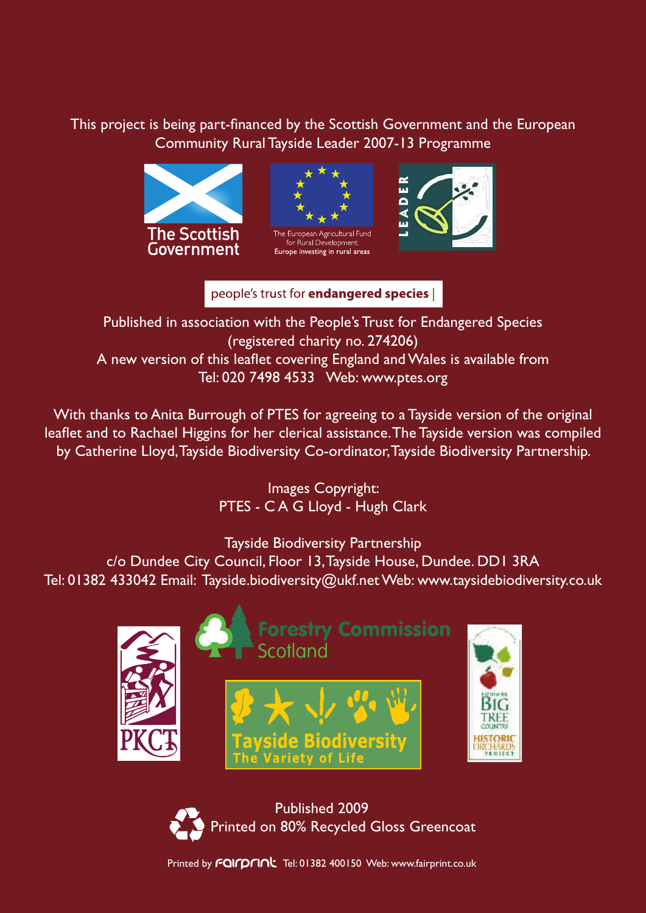This project is being part-financed by the Scottish Government and the European Community Rural Tayside Leader 2007-13 Programme

The Scottish Government

The European Agricultural Fund for Rural Development: Europe investing in rural areas

LEADER

people's trust for **endangered species**

Published in association with the People's Trust for Endangered Species (registered charity no. 274206)
A new version of this leaflet covering England and Wales is available from
Tel: 020 7498 4533 Web: www.ptes.org

With thanks to Anita Burrough of PTES for agreeing to a Tayside version of the original leaflet and to Rachael Higgins for her clerical assistance. The Tayside version was compiled by Catherine Lloyd, Tayside Biodiversity Co-ordinator, Tayside Biodiversity Partnership.

Images Copyright:
PTES - C A G Lloyd - Hugh Clark

Tayside Biodiversity Partnership
c/o Dundee City Council, Floor 13, Tayside House, Dundee. DD1 3RA
Tel: 01382 433042 Email: Tayside.biodiversity@ukf.net Web: www.taysidebiodiversity.co.uk

PKCT

Forestry Commission Scotland

Tayside Biodiversity
The Variety of Life

Big Tree Country
Historic Orchards Project

Published 2009
Printed on 80% Recycled Gloss Greencoat

Printed by fairprint Tel: 01382 400150 Web: www.fairprint.co.uk